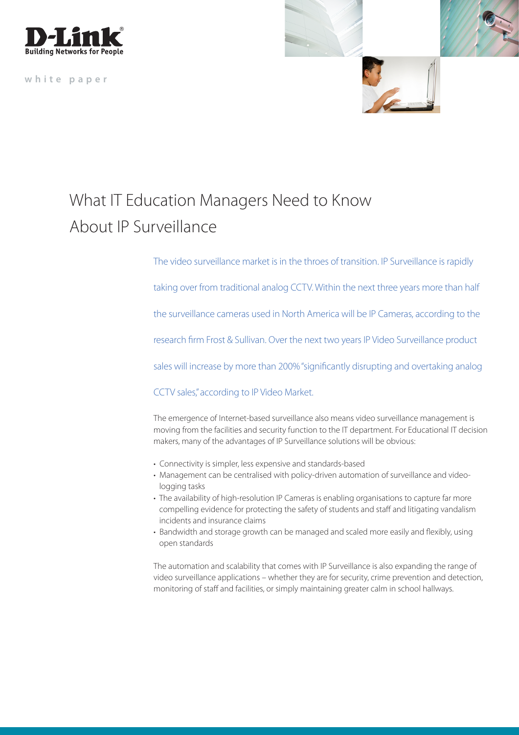D-Link
Building Networks for People

white paper

# What IT Education Managers Need to Know About IP Surveillance

The video surveillance market is in the throes of transition. IP Surveillance is rapidly taking over from traditional analog CCTV. Within the next three years more than half the surveillance cameras used in North America will be IP Cameras, according to the research firm Frost & Sullivan. Over the next two years IP Video Surveillance product sales will increase by more than 200% "significantly disrupting and overtaking analog CCTV sales," according to IP Video Market.

The emergence of Internet-based surveillance also means video surveillance management is moving from the facilities and security function to the IT department. For Educational IT decision makers, many of the advantages of IP Surveillance solutions will be obvious:

- Connectivity is simpler, less expensive and standards-based
- Management can be centralised with policy-driven automation of surveillance and video-logging tasks
- The availability of high-resolution IP Cameras is enabling organisations to capture far more compelling evidence for protecting the safety of students and staff and litigating vandalism incidents and insurance claims
- Bandwidth and storage growth can be managed and scaled more easily and flexibly, using open standards

The automation and scalability that comes with IP Surveillance is also expanding the range of video surveillance applications – whether they are for security, crime prevention and detection, monitoring of staff and facilities, or simply maintaining greater calm in school hallways.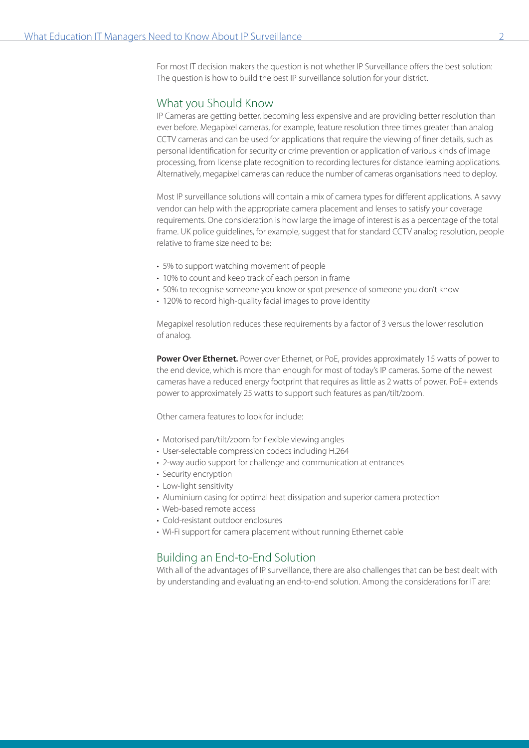For most IT decision makers the question is not whether IP Surveillance offers the best solution: The question is how to build the best IP surveillance solution for your district.

## What you Should Know

IP Cameras are getting better, becoming less expensive and are providing better resolution than ever before. Megapixel cameras, for example, feature resolution three times greater than analog CCTV cameras and can be used for applications that require the viewing of finer details, such as personal identification for security or crime prevention or application of various kinds of image processing, from license plate recognition to recording lectures for distance learning applications. Alternatively, megapixel cameras can reduce the number of cameras organisations need to deploy.

Most IP surveillance solutions will contain a mix of camera types for different applications. A savvy vendor can help with the appropriate camera placement and lenses to satisfy your coverage requirements. One consideration is how large the image of interest is as a percentage of the total frame. UK police guidelines, for example, suggest that for standard CCTV analog resolution, people relative to frame size need to be:

- 5% to support watching movement of people
- 10% to count and keep track of each person in frame
- 50% to recognise someone you know or spot presence of someone you don't know
- 120% to record high-quality facial images to prove identity

Megapixel resolution reduces these requirements by a factor of 3 versus the lower resolution of analog.

**Power Over Ethernet.** Power over Ethernet, or PoE, provides approximately 15 watts of power to the end device, which is more than enough for most of today's IP cameras. Some of the newest cameras have a reduced energy footprint that requires as little as 2 watts of power. PoE+ extends power to approximately 25 watts to support such features as pan/tilt/zoom.

Other camera features to look for include:

- Motorised pan/tilt/zoom for flexible viewing angles
- User-selectable compression codecs including H.264
- 2-way audio support for challenge and communication at entrances
- Security encryption
- Low-light sensitivity
- Aluminium casing for optimal heat dissipation and superior camera protection
- Web-based remote access
- Cold-resistant outdoor enclosures
- Wi-Fi support for camera placement without running Ethernet cable

## Building an End-to-End Solution

With all of the advantages of IP surveillance, there are also challenges that can be best dealt with by understanding and evaluating an end-to-end solution. Among the considerations for IT are: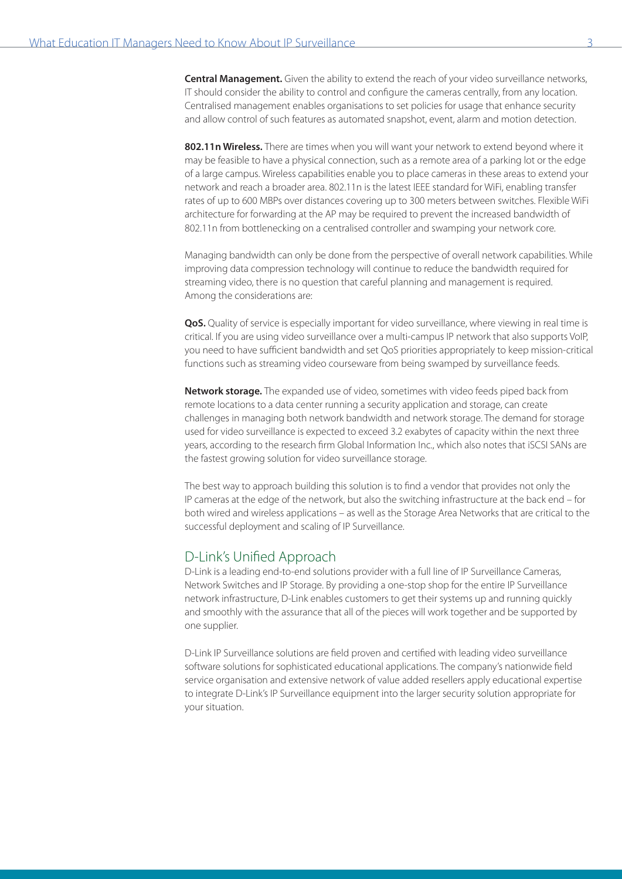**Central Management.** Given the ability to extend the reach of your video surveillance networks, IT should consider the ability to control and configure the cameras centrally, from any location. Centralised management enables organisations to set policies for usage that enhance security and allow control of such features as automated snapshot, event, alarm and motion detection.

**802.11n Wireless.** There are times when you will want your network to extend beyond where it may be feasible to have a physical connection, such as a remote area of a parking lot or the edge of a large campus. Wireless capabilities enable you to place cameras in these areas to extend your network and reach a broader area. 802.11n is the latest IEEE standard for WiFi, enabling transfer rates of up to 600 MBPs over distances covering up to 300 meters between switches. Flexible WiFi architecture for forwarding at the AP may be required to prevent the increased bandwidth of 802.11n from bottlenecking on a centralised controller and swamping your network core.

Managing bandwidth can only be done from the perspective of overall network capabilities. While improving data compression technology will continue to reduce the bandwidth required for streaming video, there is no question that careful planning and management is required. Among the considerations are:

**QoS.** Quality of service is especially important for video surveillance, where viewing in real time is critical. If you are using video surveillance over a multi-campus IP network that also supports VoIP, you need to have sufficient bandwidth and set QoS priorities appropriately to keep mission-critical functions such as streaming video courseware from being swamped by surveillance feeds.

**Network storage.** The expanded use of video, sometimes with video feeds piped back from remote locations to a data center running a security application and storage, can create challenges in managing both network bandwidth and network storage. The demand for storage used for video surveillance is expected to exceed 3.2 exabytes of capacity within the next three years, according to the research firm Global Information Inc., which also notes that iSCSI SANs are the fastest growing solution for video surveillance storage.

The best way to approach building this solution is to find a vendor that provides not only the IP cameras at the edge of the network, but also the switching infrastructure at the back end – for both wired and wireless applications – as well as the Storage Area Networks that are critical to the successful deployment and scaling of IP Surveillance.

## D-Link's Unified Approach

D-Link is a leading end-to-end solutions provider with a full line of IP Surveillance Cameras, Network Switches and IP Storage. By providing a one-stop shop for the entire IP Surveillance network infrastructure, D-Link enables customers to get their systems up and running quickly and smoothly with the assurance that all of the pieces will work together and be supported by one supplier.

D-Link IP Surveillance solutions are field proven and certified with leading video surveillance software solutions for sophisticated educational applications. The company's nationwide field service organisation and extensive network of value added resellers apply educational expertise to integrate D-Link's IP Surveillance equipment into the larger security solution appropriate for your situation.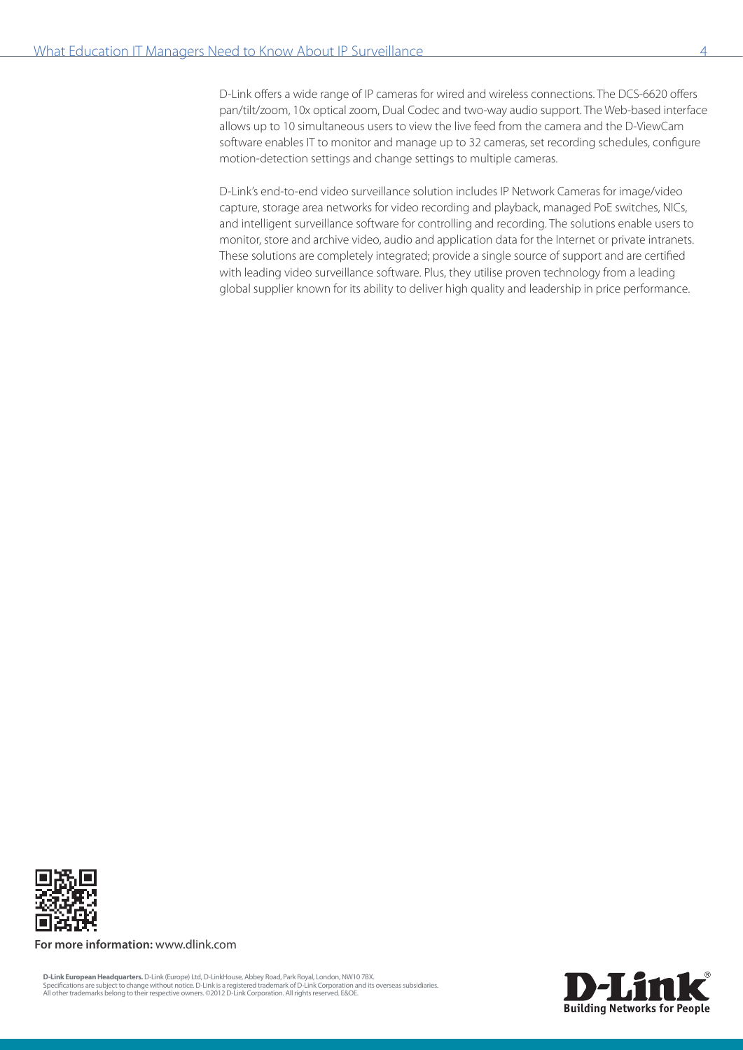D-Link offers a wide range of IP cameras for wired and wireless connections. The DCS-6620 offers pan/tilt/zoom, 10x optical zoom, Dual Codec and two-way audio support. The Web-based interface allows up to 10 simultaneous users to view the live feed from the camera and the D-ViewCam software enables IT to monitor and manage up to 32 cameras, set recording schedules, configure motion-detection settings and change settings to multiple cameras.

D-Link's end-to-end video surveillance solution includes IP Network Cameras for image/video capture, storage area networks for video recording and playback, managed PoE switches, NICs, and intelligent surveillance software for controlling and recording. The solutions enable users to monitor, store and archive video, audio and application data for the Internet or private intranets. These solutions are completely integrated; provide a single source of support and are certified with leading video surveillance software. Plus, they utilise proven technology from a leading global supplier known for its ability to deliver high quality and leadership in price performance.

**For more information:** www.dlink.com

**D-Link European Headquarters.** D-Link (Europe) Ltd, D-LinkHouse, Abbey Road, Park Royal, London, NW10 7BX.
Specifications are subject to change without notice. D-Link is a registered trademark of D-Link Corporation and its overseas subsidiaries.
All other trademarks belong to their respective owners. ©2012 D-Link Corporation. All rights reserved. E&OE.

D-Link®
Building Networks for People